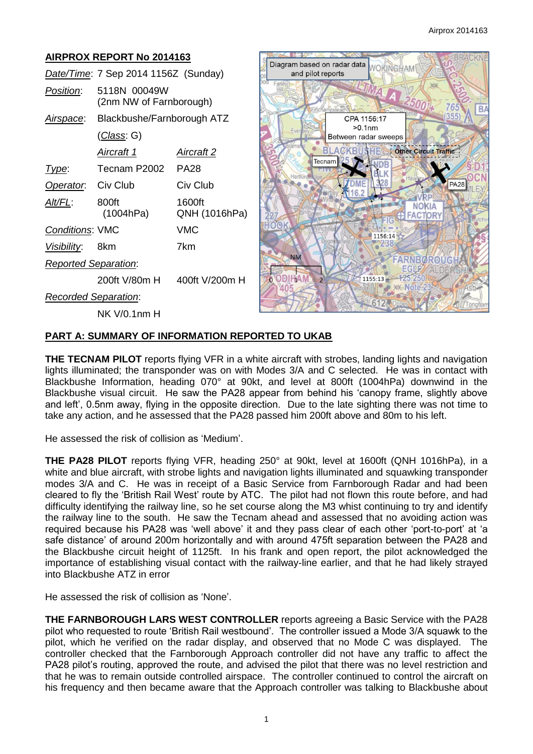## AIRPROX REPORT No 2014163

| | | |
|---|---|---|
| *Date/Time*: | 7 Sep 2014 1156Z (Sunday) | |
| *Position*: | 5118N 00049W (2nm NW of Farnborough) | |
| *Airspace*: | Blackbushe/Farnborough ATZ (*Class*: G) | |
| | *Aircraft 1* | *Aircraft 2* |
| *Type*: | Tecnam P2002 | PA28 |
| *Operator*: | Civ Club | Civ Club |
| *Alt/FL*: | 800ft (1004hPa) | 1600ft QNH (1016hPa) |
| *Conditions*: | VMC | VMC |
| *Visibility*: | 8km | 7km |
| *Reported Separation*: | | |
| | 200ft V/80m H | 400ft V/200m H |
| *Recorded Separation*: | | |
| | NK V/0.1nm H | |

Diagram based on radar data and pilot reports

CPA 1156:17 >0.1nm Between radar sweeps

## PART A: SUMMARY OF INFORMATION REPORTED TO UKAB

**THE TECNAM PILOT** reports flying VFR in a white aircraft with strobes, landing lights and navigation lights illuminated; the transponder was on with Modes 3/A and C selected. He was in contact with Blackbushe Information, heading 070° at 90kt, and level at 800ft (1004hPa) downwind in the Blackbushe visual circuit. He saw the PA28 appear from behind his 'canopy frame, slightly above and left', 0.5nm away, flying in the opposite direction. Due to the late sighting there was not time to take any action, and he assessed that the PA28 passed him 200ft above and 80m to his left.

He assessed the risk of collision as 'Medium'.

**THE PA28 PILOT** reports flying VFR, heading 250° at 90kt, level at 1600ft (QNH 1016hPa), in a white and blue aircraft, with strobe lights and navigation lights illuminated and squawking transponder modes 3/A and C. He was in receipt of a Basic Service from Farnborough Radar and had been cleared to fly the 'British Rail West' route by ATC. The pilot had not flown this route before, and had difficulty identifying the railway line, so he set course along the M3 whist continuing to try and identify the railway line to the south. He saw the Tecnam ahead and assessed that no avoiding action was required because his PA28 was 'well above' it and they pass clear of each other 'port-to-port' at 'a safe distance' of around 200m horizontally and with around 475ft separation between the PA28 and the Blackbushe circuit height of 1125ft. In his frank and open report, the pilot acknowledged the importance of establishing visual contact with the railway-line earlier, and that he had likely strayed into Blackbushe ATZ in error

He assessed the risk of collision as 'None'.

**THE FARNBOROUGH LARS WEST CONTROLLER** reports agreeing a Basic Service with the PA28 pilot who requested to route 'British Rail westbound'. The controller issued a Mode 3/A squawk to the pilot, which he verified on the radar display, and observed that no Mode C was displayed. The controller checked that the Farnborough Approach controller did not have any traffic to affect the PA28 pilot's routing, approved the route, and advised the pilot that there was no level restriction and that he was to remain outside controlled airspace. The controller continued to control the aircraft on his frequency and then became aware that the Approach controller was talking to Blackbushe about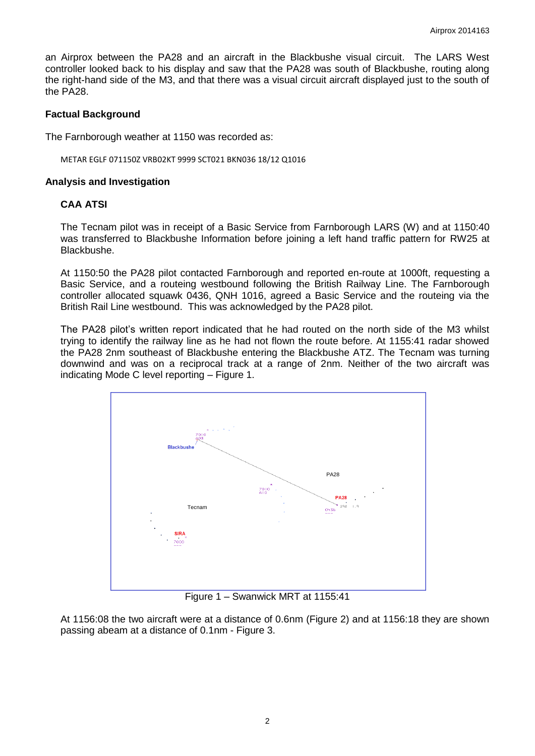an Airprox between the PA28 and an aircraft in the Blackbushe visual circuit. The LARS West controller looked back to his display and saw that the PA28 was south of Blackbushe, routing along the right-hand side of the M3, and that there was a visual circuit aircraft displayed just to the south of the PA28.

## Factual Background

The Farnborough weather at 1150 was recorded as:

METAR EGLF 071150Z VRB02KT 9999 SCT021 BKN036 18/12 Q1016

## Analysis and Investigation

### CAA ATSI

The Tecnam pilot was in receipt of a Basic Service from Farnborough LARS (W) and at 1150:40 was transferred to Blackbushe Information before joining a left hand traffic pattern for RW25 at Blackbushe.

At 1150:50 the PA28 pilot contacted Farnborough and reported en-route at 1000ft, requesting a Basic Service, and a routeing westbound following the British Railway Line. The Farnborough controller allocated squawk 0436, QNH 1016, agreed a Basic Service and the routeing via the British Rail Line westbound. This was acknowledged by the PA28 pilot.

The PA28 pilot's written report indicated that he had routed on the north side of the M3 whilst trying to identify the railway line as he had not flown the route before. At 1155:41 radar showed the PA28 2nm southeast of Blackbushe entering the Blackbushe ATZ. The Tecnam was turning downwind and was on a reciprocal track at a range of 2nm. Neither of the two aircraft was indicating Mode C level reporting – Figure 1.

Figure 1 – Swanwick MRT at 1155:41

At 1156:08 the two aircraft were at a distance of 0.6nm (Figure 2) and at 1156:18 they are shown passing abeam at a distance of 0.1nm - Figure 3.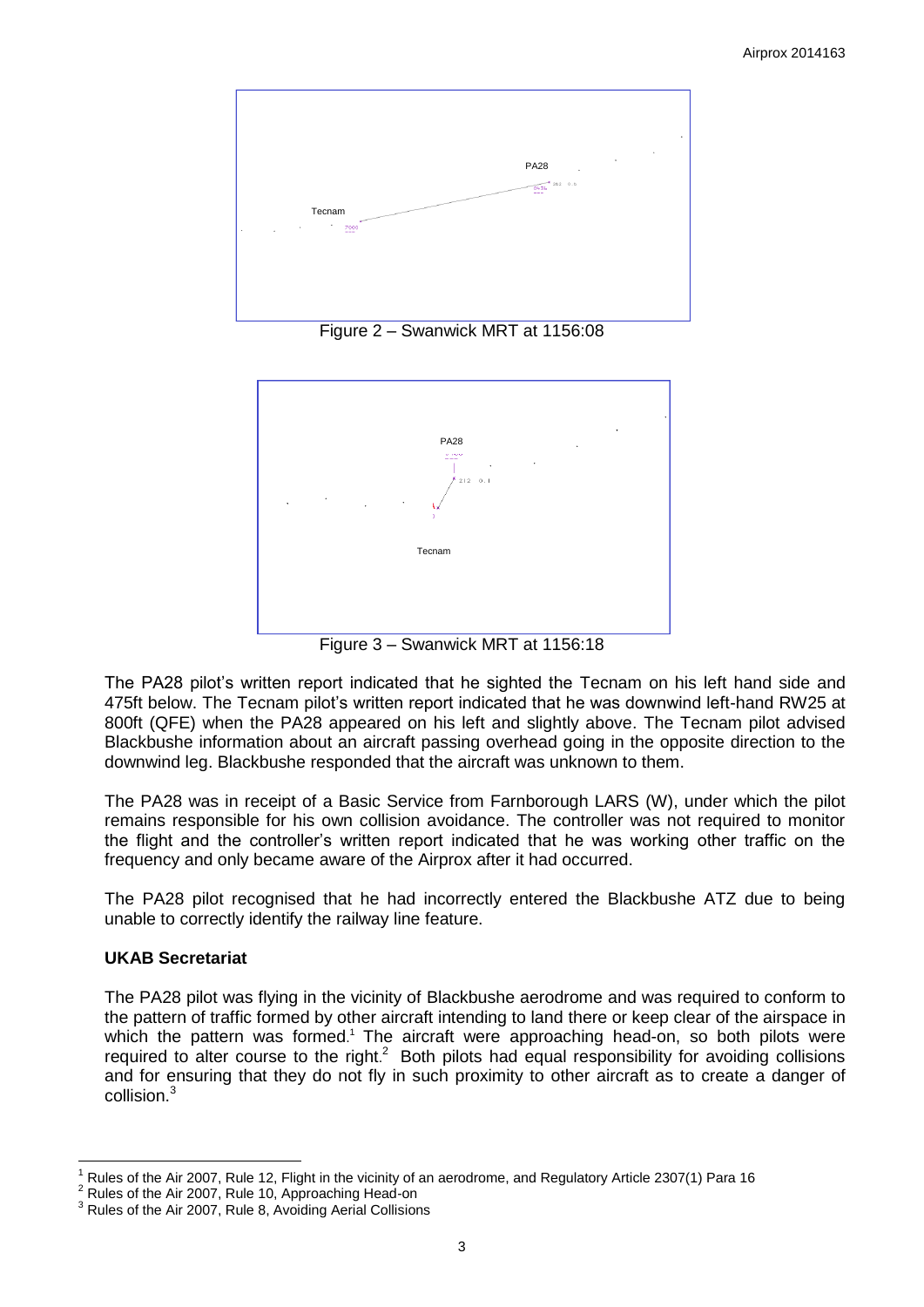Figure 2 – Swanwick MRT at 1156:08

Figure 3 – Swanwick MRT at 1156:18

The PA28 pilot's written report indicated that he sighted the Tecnam on his left hand side and 475ft below. The Tecnam pilot's written report indicated that he was downwind left-hand RW25 at 800ft (QFE) when the PA28 appeared on his left and slightly above. The Tecnam pilot advised Blackbushe information about an aircraft passing overhead going in the opposite direction to the downwind leg. Blackbushe responded that the aircraft was unknown to them.

The PA28 was in receipt of a Basic Service from Farnborough LARS (W), under which the pilot remains responsible for his own collision avoidance. The controller was not required to monitor the flight and the controller's written report indicated that he was working other traffic on the frequency and only became aware of the Airprox after it had occurred.

The PA28 pilot recognised that he had incorrectly entered the Blackbushe ATZ due to being unable to correctly identify the railway line feature.

## UKAB Secretariat

The PA28 pilot was flying in the vicinity of Blackbushe aerodrome and was required to conform to the pattern of traffic formed by other aircraft intending to land there or keep clear of the airspace in which the pattern was formed.[1] The aircraft were approaching head-on, so both pilots were required to alter course to the right.[2] Both pilots had equal responsibility for avoiding collisions and for ensuring that they do not fly in such proximity to other aircraft as to create a danger of collision.[3]

---

[1] Rules of the Air 2007, Rule 12, Flight in the vicinity of an aerodrome, and Regulatory Article 2307(1) Para 16

[2] Rules of the Air 2007, Rule 10, Approaching Head-on

[3] Rules of the Air 2007, Rule 8, Avoiding Aerial Collisions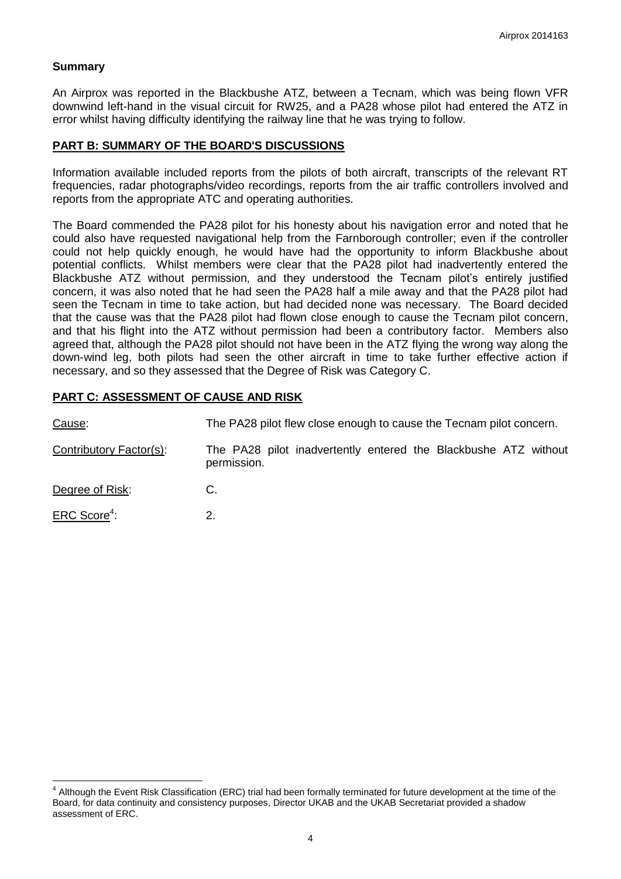**Summary**

An Airprox was reported in the Blackbushe ATZ, between a Tecnam, which was being flown VFR downwind left-hand in the visual circuit for RW25, and a PA28 whose pilot had entered the ATZ in error whilst having difficulty identifying the railway line that he was trying to follow.

**PART B: SUMMARY OF THE BOARD'S DISCUSSIONS**

Information available included reports from the pilots of both aircraft, transcripts of the relevant RT frequencies, radar photographs/video recordings, reports from the air traffic controllers involved and reports from the appropriate ATC and operating authorities.

The Board commended the PA28 pilot for his honesty about his navigation error and noted that he could also have requested navigational help from the Farnborough controller; even if the controller could not help quickly enough, he would have had the opportunity to inform Blackbushe about potential conflicts. Whilst members were clear that the PA28 pilot had inadvertently entered the Blackbushe ATZ without permission, and they understood the Tecnam pilot's entirely justified concern, it was also noted that he had seen the PA28 half a mile away and that the PA28 pilot had seen the Tecnam in time to take action, but had decided none was necessary. The Board decided that the cause was that the PA28 pilot had flown close enough to cause the Tecnam pilot concern, and that his flight into the ATZ without permission had been a contributory factor. Members also agreed that, although the PA28 pilot should not have been in the ATZ flying the wrong way along the down-wind leg, both pilots had seen the other aircraft in time to take further effective action if necessary, and so they assessed that the Degree of Risk was Category C.

**PART C: ASSESSMENT OF CAUSE AND RISK**

| | |
|---|---|
| Cause: | The PA28 pilot flew close enough to cause the Tecnam pilot concern. |
| Contributory Factor(s): | The PA28 pilot inadvertently entered the Blackbushe ATZ without permission. |
| Degree of Risk: | C. |
| ERC Score[4]: | 2. |

[4] Although the Event Risk Classification (ERC) trial had been formally terminated for future development at the time of the Board, for data continuity and consistency purposes, Director UKAB and the UKAB Secretariat provided a shadow assessment of ERC.